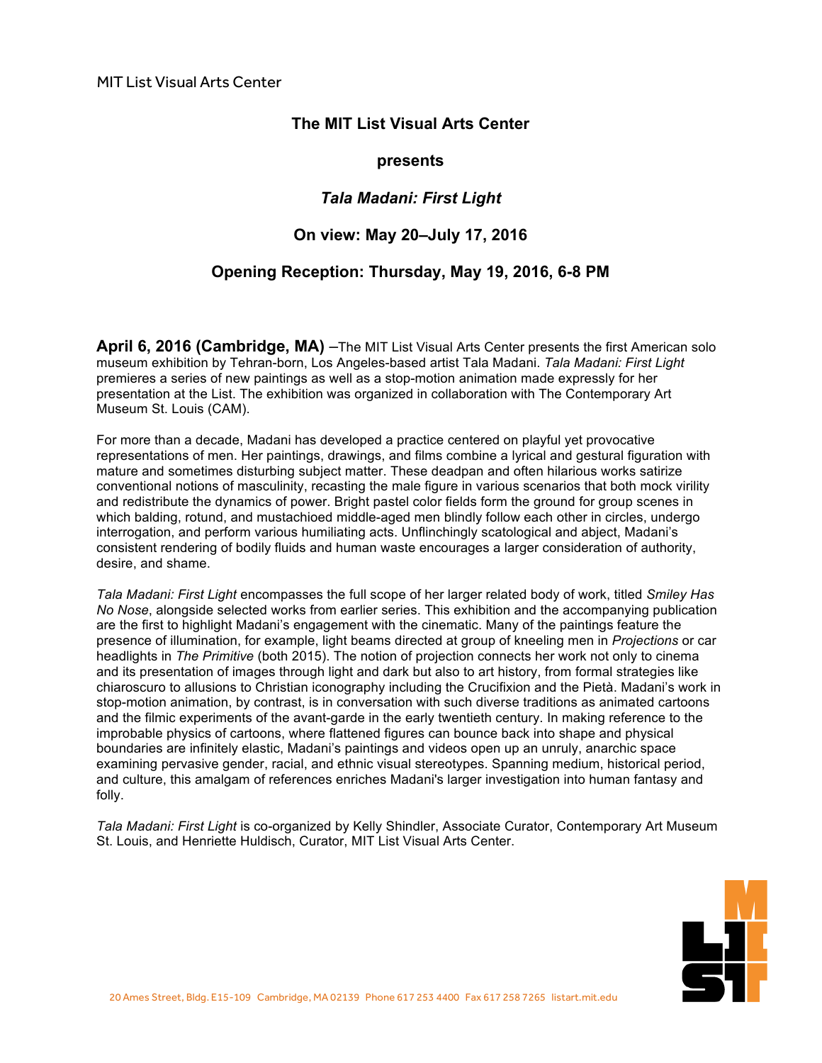MIT List Visual Arts Center

**The MIT List Visual Arts Center**

**presents**

***Tala Madani: First Light***

**On view: May 20–July 17, 2016**

**Opening Reception: Thursday, May 19, 2016, 6-8 PM**

**April 6, 2016 (Cambridge, MA)** –The MIT List Visual Arts Center presents the first American solo museum exhibition by Tehran-born, Los Angeles-based artist Tala Madani. *Tala Madani: First Light* premieres a series of new paintings as well as a stop-motion animation made expressly for her presentation at the List. The exhibition was organized in collaboration with The Contemporary Art Museum St. Louis (CAM).

For more than a decade, Madani has developed a practice centered on playful yet provocative representations of men. Her paintings, drawings, and films combine a lyrical and gestural figuration with mature and sometimes disturbing subject matter. These deadpan and often hilarious works satirize conventional notions of masculinity, recasting the male figure in various scenarios that both mock virility and redistribute the dynamics of power. Bright pastel color fields form the ground for group scenes in which balding, rotund, and mustachioed middle-aged men blindly follow each other in circles, undergo interrogation, and perform various humiliating acts. Unflinchingly scatological and abject, Madani's consistent rendering of bodily fluids and human waste encourages a larger consideration of authority, desire, and shame.

*Tala Madani: First Light* encompasses the full scope of her larger related body of work, titled *Smiley Has No Nose*, alongside selected works from earlier series. This exhibition and the accompanying publication are the first to highlight Madani's engagement with the cinematic. Many of the paintings feature the presence of illumination, for example, light beams directed at group of kneeling men in *Projections* or car headlights in *The Primitive* (both 2015). The notion of projection connects her work not only to cinema and its presentation of images through light and dark but also to art history, from formal strategies like chiaroscuro to allusions to Christian iconography including the Crucifixion and the Pietà. Madani's work in stop-motion animation, by contrast, is in conversation with such diverse traditions as animated cartoons and the filmic experiments of the avant-garde in the early twentieth century. In making reference to the improbable physics of cartoons, where flattened figures can bounce back into shape and physical boundaries are infinitely elastic, Madani's paintings and videos open up an unruly, anarchic space examining pervasive gender, racial, and ethnic visual stereotypes. Spanning medium, historical period, and culture, this amalgam of references enriches Madani's larger investigation into human fantasy and folly.

*Tala Madani: First Light* is co-organized by Kelly Shindler, Associate Curator, Contemporary Art Museum St. Louis, and Henriette Huldisch, Curator, MIT List Visual Arts Center.

20 Ames Street, Bldg. E15-109 Cambridge, MA 02139 Phone 617 253 4400 Fax 617 258 7265 listart.mit.edu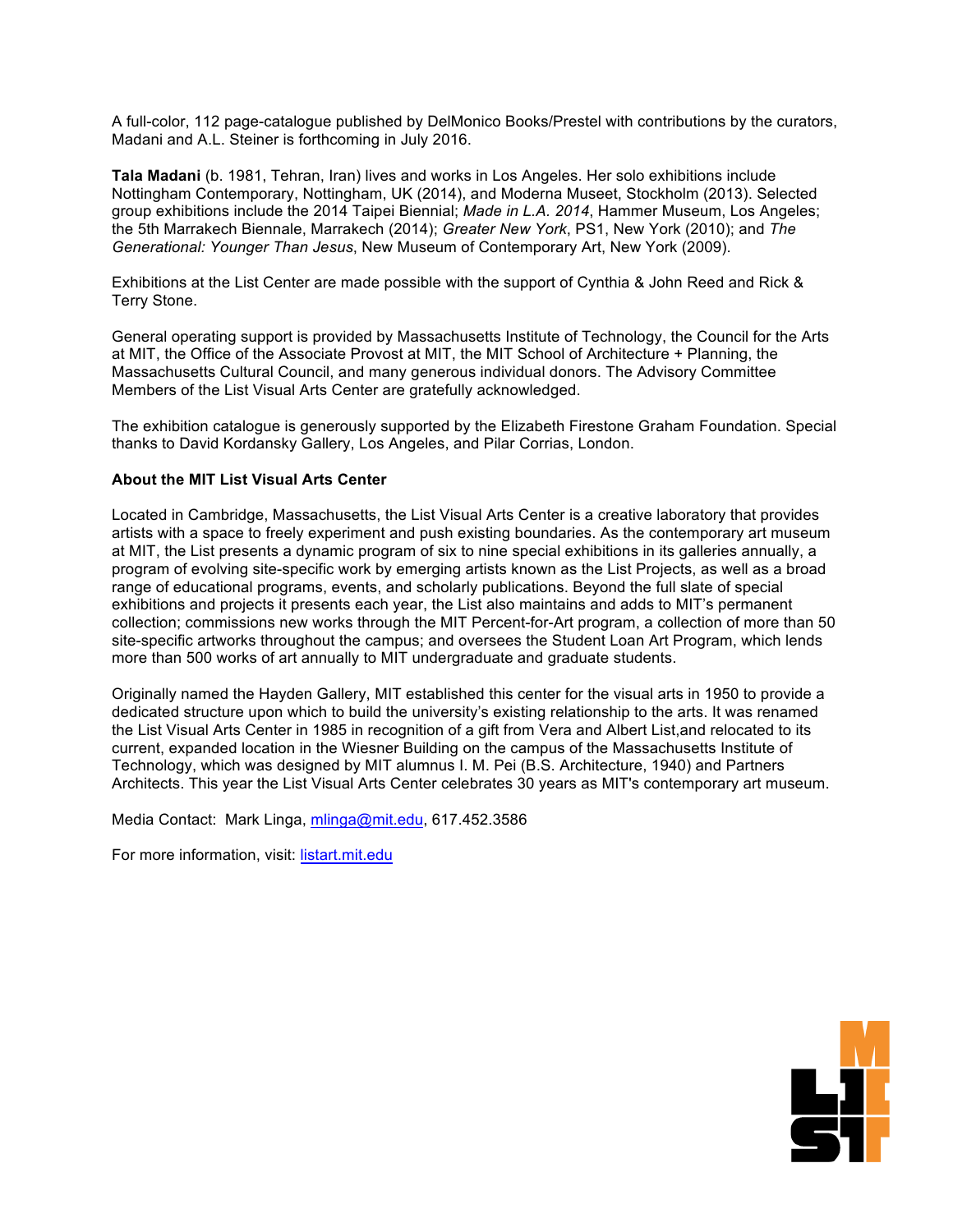A full-color, 112 page-catalogue published by DelMonico Books/Prestel with contributions by the curators, Madani and A.L. Steiner is forthcoming in July 2016.

**Tala Madani** (b. 1981, Tehran, Iran) lives and works in Los Angeles. Her solo exhibitions include Nottingham Contemporary, Nottingham, UK (2014), and Moderna Museet, Stockholm (2013). Selected group exhibitions include the 2014 Taipei Biennial; *Made in L.A. 2014*, Hammer Museum, Los Angeles; the 5th Marrakech Biennale, Marrakech (2014); *Greater New York*, PS1, New York (2010); and *The Generational: Younger Than Jesus*, New Museum of Contemporary Art, New York (2009).

Exhibitions at the List Center are made possible with the support of Cynthia & John Reed and Rick & Terry Stone.

General operating support is provided by Massachusetts Institute of Technology, the Council for the Arts at MIT, the Office of the Associate Provost at MIT, the MIT School of Architecture + Planning, the Massachusetts Cultural Council, and many generous individual donors. The Advisory Committee Members of the List Visual Arts Center are gratefully acknowledged.

The exhibition catalogue is generously supported by the Elizabeth Firestone Graham Foundation. Special thanks to David Kordansky Gallery, Los Angeles, and Pilar Corrias, London.

**About the MIT List Visual Arts Center**

Located in Cambridge, Massachusetts, the List Visual Arts Center is a creative laboratory that provides artists with a space to freely experiment and push existing boundaries. As the contemporary art museum at MIT, the List presents a dynamic program of six to nine special exhibitions in its galleries annually, a program of evolving site-specific work by emerging artists known as the List Projects, as well as a broad range of educational programs, events, and scholarly publications. Beyond the full slate of special exhibitions and projects it presents each year, the List also maintains and adds to MIT's permanent collection; commissions new works through the MIT Percent-for-Art program, a collection of more than 50 site-specific artworks throughout the campus; and oversees the Student Loan Art Program, which lends more than 500 works of art annually to MIT undergraduate and graduate students.

Originally named the Hayden Gallery, MIT established this center for the visual arts in 1950 to provide a dedicated structure upon which to build the university's existing relationship to the arts. It was renamed the List Visual Arts Center in 1985 in recognition of a gift from Vera and Albert List,and relocated to its current, expanded location in the Wiesner Building on the campus of the Massachusetts Institute of Technology, which was designed by MIT alumnus I. M. Pei (B.S. Architecture, 1940) and Partners Architects. This year the List Visual Arts Center celebrates 30 years as MIT's contemporary art museum.

Media Contact: Mark Linga, mlinga@mit.edu, 617.452.3586

For more information, visit: listart.mit.edu